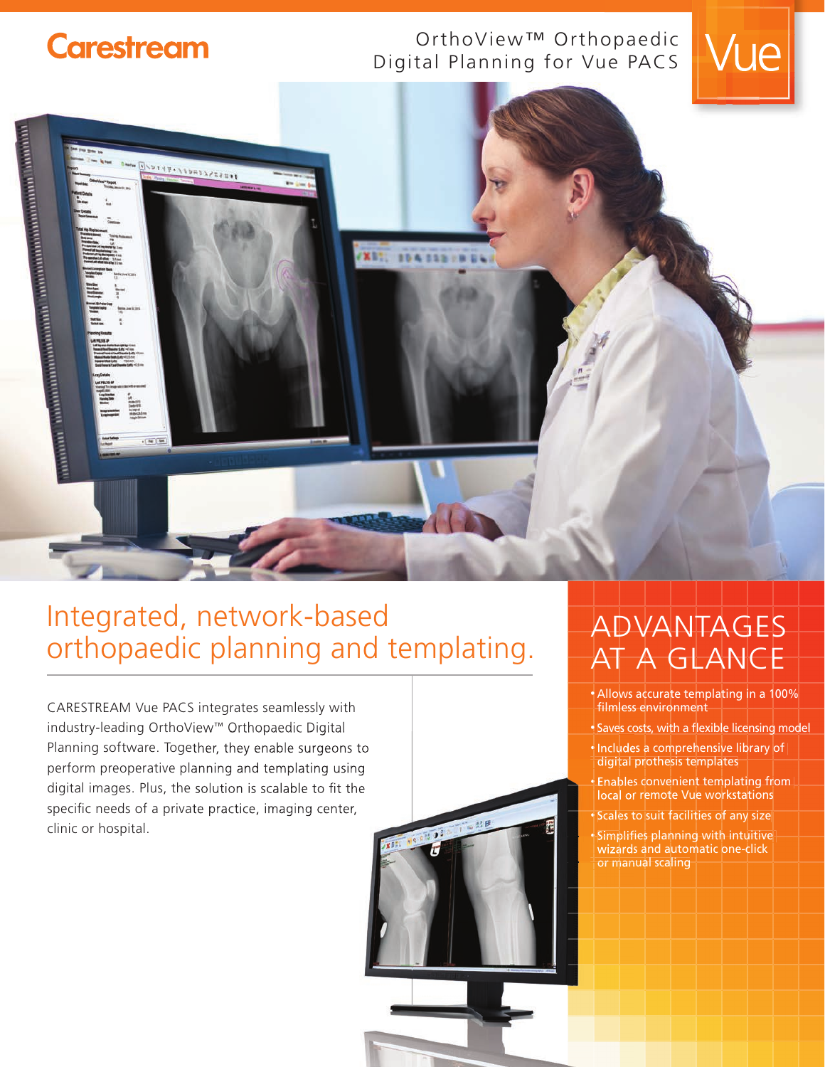Carestream

OrthoView™ Orthopaedic Digital Planning for Vue PACS

Vue

# Integrated, network-based orthopaedic planning and templating.

CARESTREAM Vue PACS integrates seamlessly with industry-leading OrthoView™ Orthopaedic Digital Planning software. Together, they enable surgeons to perform preoperative planning and templating using digital images. Plus, the solution is scalable to fit the specific needs of a private practice, imaging center, clinic or hospital.

## ADVANTAGES AT A GLANCE

- Allows accurate templating in a 100% filmless environment
- Saves costs, with a flexible licensing model
- Includes a comprehensive library of digital prothesis templates
- Enables convenient templating from local or remote Vue workstations
- Scales to suit facilities of any size
- Simplifies planning with intuitive wizards and automatic one-click or manual scaling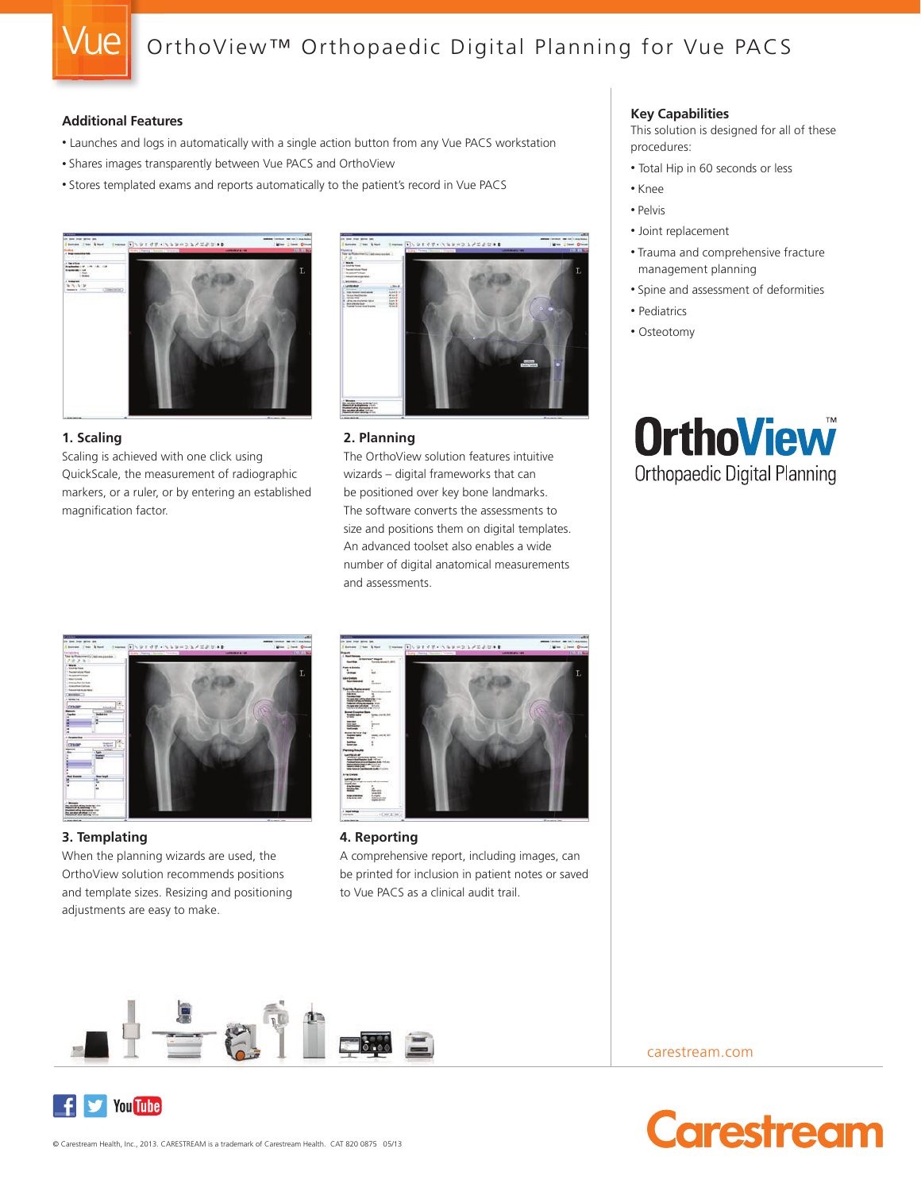# OrthoView™ Orthopaedic Digital Planning for Vue PACS

## Additional Features

- Launches and logs in automatically with a single action button from any Vue PACS workstation
- Shares images transparently between Vue PACS and OrthoView
- Stores templated exams and reports automatically to the patient's record in Vue PACS

### 1. Scaling

Scaling is achieved with one click using QuickScale, the measurement of radiographic markers, or a ruler, or by entering an established magnification factor.

### 2. Planning

The OrthoView solution features intuitive wizards – digital frameworks that can be positioned over key bone landmarks. The software converts the assessments to size and positions them on digital templates. An advanced toolset also enables a wide number of digital anatomical measurements and assessments.

### 3. Templating

When the planning wizards are used, the OrthoView solution recommends positions and template sizes. Resizing and positioning adjustments are easy to make.

### 4. Reporting

A comprehensive report, including images, can be printed for inclusion in patient notes or saved to Vue PACS as a clinical audit trail.

## Key Capabilities

This solution is designed for all of these procedures:

- Total Hip in 60 seconds or less
- Knee
- Pelvis
- Joint replacement
- Trauma and comprehensive fracture management planning
- Spine and assessment of deformities
- Pediatrics
- Osteotomy

OrthoView™
Orthopaedic Digital Planning

carestream.com

© Carestream Health, Inc., 2013. CARESTREAM is a trademark of Carestream Health. CAT 820 0875 05/13